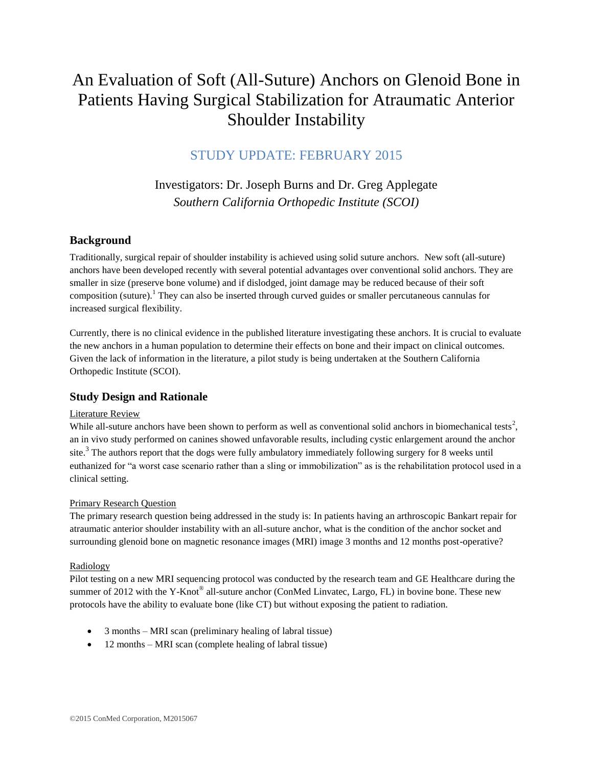# An Evaluation of Soft (All-Suture) Anchors on Glenoid Bone in Patients Having Surgical Stabilization for Atraumatic Anterior Shoulder Instability

## STUDY UPDATE: FEBRUARY 2015

Investigators: Dr. Joseph Burns and Dr. Greg Applegate
*Southern California Orthopedic Institute (SCOI)*

## Background

Traditionally, surgical repair of shoulder instability is achieved using solid suture anchors. New soft (all-suture) anchors have been developed recently with several potential advantages over conventional solid anchors. They are smaller in size (preserve bone volume) and if dislodged, joint damage may be reduced because of their soft composition (suture).[1] They can also be inserted through curved guides or smaller percutaneous cannulas for increased surgical flexibility.

Currently, there is no clinical evidence in the published literature investigating these anchors. It is crucial to evaluate the new anchors in a human population to determine their effects on bone and their impact on clinical outcomes. Given the lack of information in the literature, a pilot study is being undertaken at the Southern California Orthopedic Institute (SCOI).

## Study Design and Rationale

Literature Review

While all-suture anchors have been shown to perform as well as conventional solid anchors in biomechanical tests[2], an in vivo study performed on canines showed unfavorable results, including cystic enlargement around the anchor site.[3] The authors report that the dogs were fully ambulatory immediately following surgery for 8 weeks until euthanized for "a worst case scenario rather than a sling or immobilization" as is the rehabilitation protocol used in a clinical setting.

Primary Research Question

The primary research question being addressed in the study is: In patients having an arthroscopic Bankart repair for atraumatic anterior shoulder instability with an all-suture anchor, what is the condition of the anchor socket and surrounding glenoid bone on magnetic resonance images (MRI) image 3 months and 12 months post-operative?

Radiology

Pilot testing on a new MRI sequencing protocol was conducted by the research team and GE Healthcare during the summer of 2012 with the Y-Knot® all-suture anchor (ConMed Linvatec, Largo, FL) in bovine bone. These new protocols have the ability to evaluate bone (like CT) but without exposing the patient to radiation.

- 3 months – MRI scan (preliminary healing of labral tissue)
- 12 months – MRI scan (complete healing of labral tissue)

©2015 ConMed Corporation, M2015067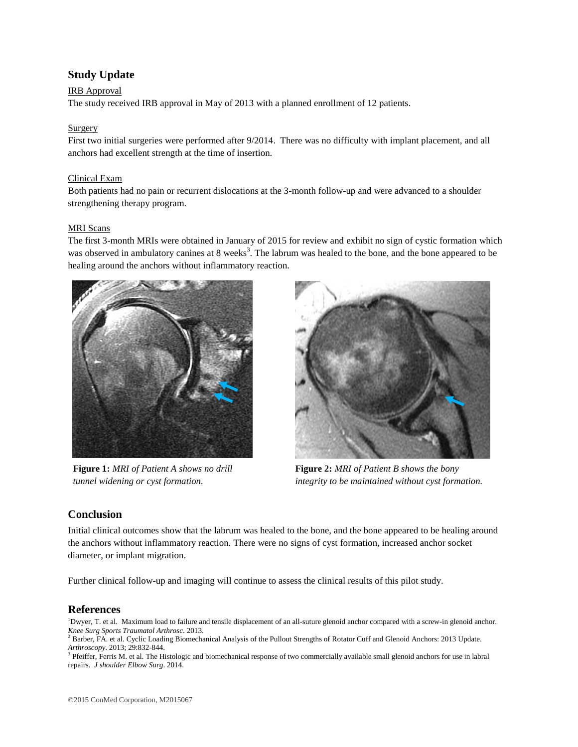## Study Update

IRB Approval

The study received IRB approval in May of 2013 with a planned enrollment of 12 patients.

Surgery

First two initial surgeries were performed after 9/2014. There was no difficulty with implant placement, and all anchors had excellent strength at the time of insertion.

Clinical Exam

Both patients had no pain or recurrent dislocations at the 3-month follow-up and were advanced to a shoulder strengthening therapy program.

MRI Scans

The first 3-month MRIs were obtained in January of 2015 for review and exhibit no sign of cystic formation which was observed in ambulatory canines at 8 weeks[3]. The labrum was healed to the bone, and the bone appeared to be healing around the anchors without inflammatory reaction.

**Figure 1:** *MRI of Patient A shows no drill tunnel widening or cyst formation.*

**Figure 2:** *MRI of Patient B shows the bony integrity to be maintained without cyst formation.*

## Conclusion

Initial clinical outcomes show that the labrum was healed to the bone, and the bone appeared to be healing around the anchors without inflammatory reaction. There were no signs of cyst formation, increased anchor socket diameter, or implant migration.

Further clinical follow-up and imaging will continue to assess the clinical results of this pilot study.

## References

[1] Dwyer, T. et al. Maximum load to failure and tensile displacement of an all-suture glenoid anchor compared with a screw-in glenoid anchor. *Knee Surg Sports Traumatol Arthrosc*. 2013.

[2] Barber, FA. et al. Cyclic Loading Biomechanical Analysis of the Pullout Strengths of Rotator Cuff and Glenoid Anchors: 2013 Update. *Arthroscopy*. 2013; 29:832-844.

[3] Pfeiffer, Ferris M. et al. The Histologic and biomechanical response of two commercially available small glenoid anchors for use in labral repairs. *J shoulder Elbow Surg*. 2014.

©2015 ConMed Corporation, M2015067